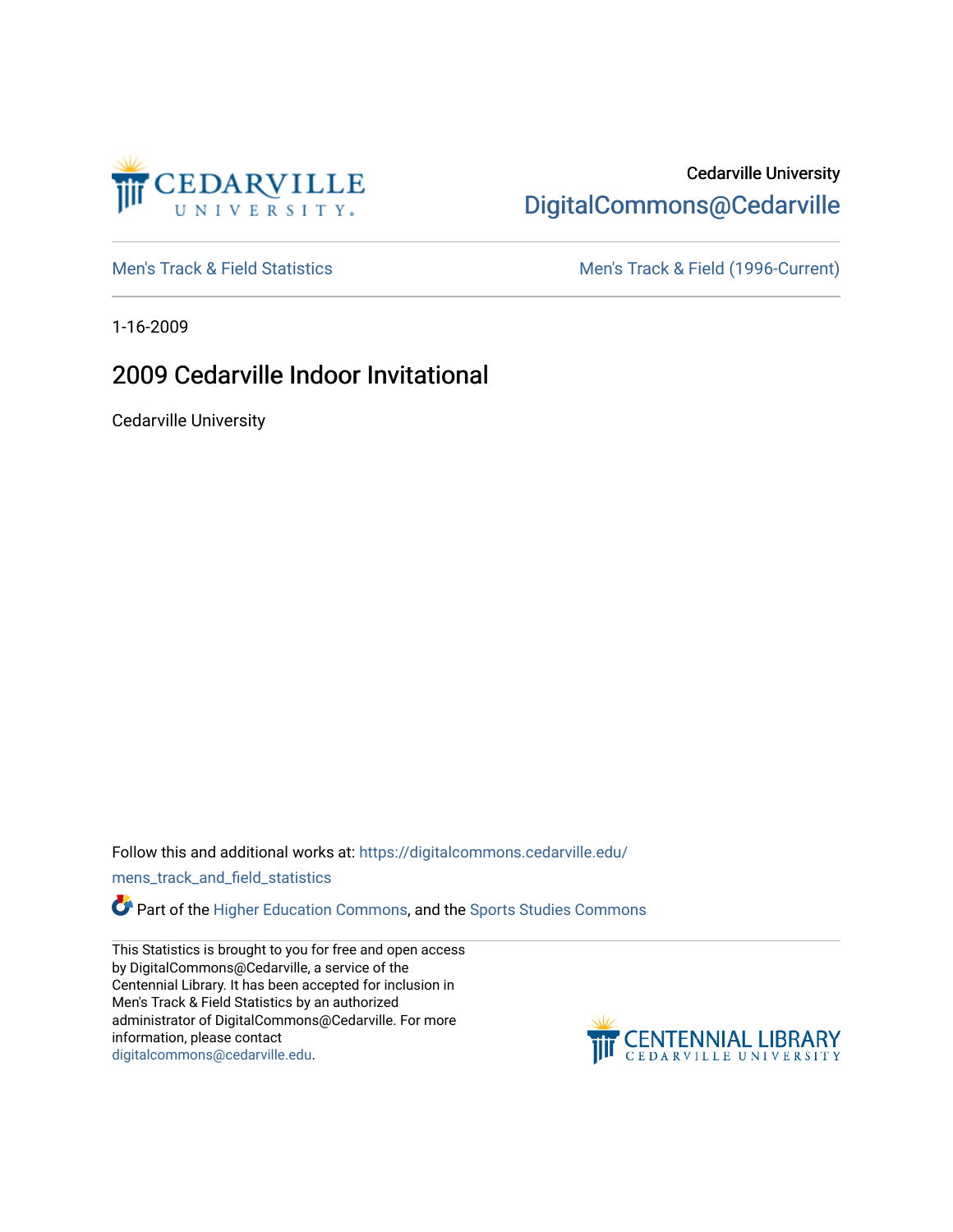Cedarville University
DigitalCommons@Cedarville

Men's Track & Field Statistics | Men's Track & Field (1996-Current)

1-16-2009

# 2009 Cedarville Indoor Invitational

Cedarville University

Follow this and additional works at: https://digitalcommons.cedarville.edu/mens_track_and_field_statistics

Part of the Higher Education Commons, and the Sports Studies Commons

This Statistics is brought to you for free and open access by DigitalCommons@Cedarville, a service of the Centennial Library. It has been accepted for inclusion in Men's Track & Field Statistics by an authorized administrator of DigitalCommons@Cedarville. For more information, please contact digitalcommons@cedarville.edu.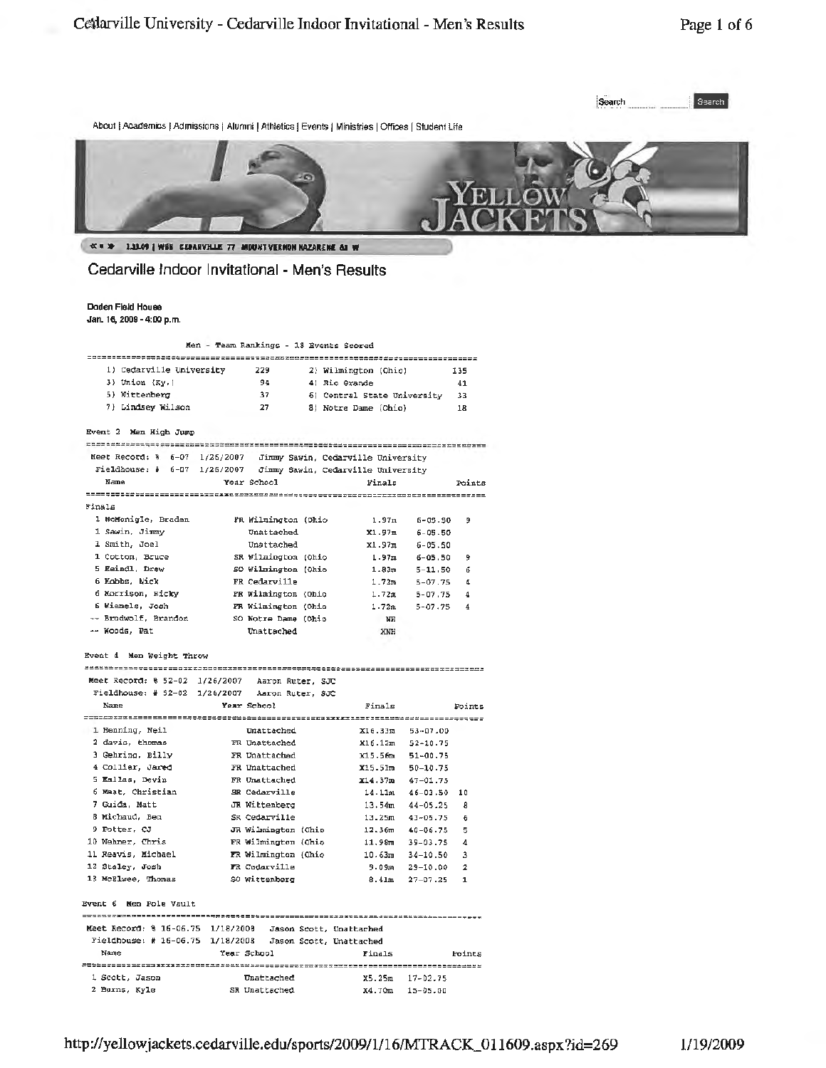About | Academics | Admissions | Alumni | Athletics | Events | Ministries | Offices | Student Life

1.31.09 | WBB CEDARVILLE 77 MOUNT VERNON NAZARENE 61 W

# Cedarville Indoor Invitational - Men's Results

**Doden Field House**
**Jan. 16, 2009 - 4:00 p.m.**

## Men - Team Rankings - 18 Events Scored

| Place | Team | Points | Place | Team | Points |
|---|---|---|---|---|---|
| 1) | Cedarville University | 229 | 2) | Wilmington (Ohio) | 135 |
| 3) | Union (Ky.) | 94 | 4) | Rio Grande | 41 |
| 5) | Wittenberg | 37 | 6) | Central State University | 33 |
| 7) | Lindsey Wilson | 27 | 8) | Notre Dame (Ohio) | 18 |

## Event 2 Men High Jump

Meet Record: % 6-07 1/26/2007 Jimmy Sawin, Cedarville University
Fieldhouse: # 6-07 1/26/2007 Jimmy Sawin, Cedarville University

Finals

| Place | Name | Year | School | Finals | | Points |
|---|---|---|---|---|---|---|
| 1 | McMonigle, Braden | FR | Wilmington (Ohio | 1.97m | 6-05.50 | 9 |
| 1 | Sawin, Jimmy | | Unattached | X1.97m | 6-05.50 | |
| 1 | Smith, Joel | | Unattached | X1.97m | 6-05.50 | |
| 1 | Cotton, Bruce | SR | Wilmington (Ohio | 1.97m | 6-05.50 | 9 |
| 5 | Esindl, Drew | SO | Wilmington (Ohio | 1.83m | 5-11.50 | 6 |
| 6 | Kobbs, Nick | FR | Cedarville | 1.72m | 5-07.75 | 4 |
| 6 | Morrison, Ricky | FR | Wilmington (Ohio | 1.72m | 5-07.75 | 4 |
| 6 | Wiemels, Josh | FR | Wilmington (Ohio | 1.72m | 5-07.75 | 4 |
| -- | Brodwolf, Brandon | SO | Notre Dame (Ohio | NH | | |
| -- | Woods, Pat | | Unattached | XNH | | |

## Event 4 Men Weight Throw

Meet Record: % 52-02 1/26/2007 Aaron Ruter, SJC
Fieldhouse: # 52-02 1/26/2007 Aaron Ruter, SJC

| Place | Name | Year | School | Finals | | Points |
|---|---|---|---|---|---|---|
| 1 | Henning, Neil | | Unattached | X16.33m | 53-07.00 | |
| 2 | davis, thomas | FR | Unattached | X16.12m | 52-10.75 | |
| 3 | Gehring, Billy | FR | Unattached | X15.56m | 51-00.75 | |
| 4 | Collier, Jared | FR | Unattached | X15.51m | 50-10.75 | |
| 5 | Kallas, Devin | FR | Unattached | X14.37m | 47-01.75 | |
| 6 | Mast, Christian | SR | Cedarville | 14.11m | 46-03.50 | 10 |
| 7 | Guida, Matt | JR | Wittenberg | 13.54m | 44-05.25 | 8 |
| 8 | Michaud, Ben | SR | Cedarville | 13.25m | 43-05.75 | 6 |
| 9 | Potter, CJ | JR | Wilmington (Ohio | 12.36m | 40-06.75 | 5 |
| 10 | Wahner, Chris | FR | Wilmington (Ohio | 11.98m | 39-03.75 | 4 |
| 11 | Reavis, Michael | FR | Wilmington (Ohio | 10.63m | 34-10.50 | 3 |
| 12 | Staley, Josh | FR | Cedarville | 9.09m | 29-10.00 | 2 |
| 13 | McElwee, Thomas | SO | Wittenberg | 8.41m | 27-07.25 | 1 |

## Event 6 Men Pole Vault

Meet Record: % 16-06.75 1/18/2008 Jason Scott, Unattached
Fieldhouse: # 16-06.75 1/18/2008 Jason Scott, Unattached

| Place | Name | Year | School | Finals | | Points |
|---|---|---|---|---|---|---|
| 1 | Scott, Jason | | Unattached | X5.25m | 17-02.75 | |
| 2 | Burns, Kyle | SR | Unattached | X4.70m | 15-05.00 | |

http://yellowjackets.cedarville.edu/sports/2009/1/16/MTRACK_011609.aspx?id=269 1/19/2009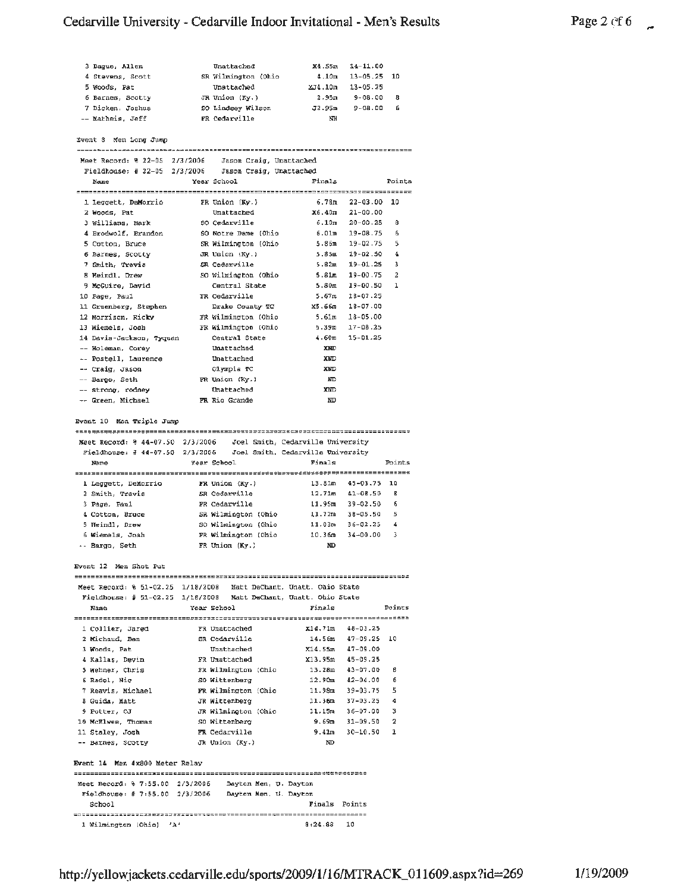| Place | Name | Year | School | Finals | | Points |
|---|---|---|---|---|---|---|
| 3 | Dague, Allen | | Unattached | X4.55m | 14-11.00 | |
| 4 | Stevens, Scott | SR | Wilmington (Ohio | 4.10m | 13-05.25 | 10 |
| 5 | Woods, Pat | | Unattached | XJ4.10m | 13-05.25 | |
| 6 | Barnes, Scotty | JR | Union (Ky.) | 2.95m | 9-08.00 | 8 |
| 7 | Dicken, Joshua | SO | Lindsey Wilson | J2.95m | 9-08.00 | 6 |
| -- | Matheis, Jeff | FR | Cedarville | NH | | |

## Event 8 Men Long Jump

Meet Record: % 22-05 2/3/2006 Jason Craig, Unattached
Fieldhouse: # 22-05 2/3/2006 Jason Craig, Unattached

| Place | Name | Year | School | Finals | | Points |
|---|---|---|---|---|---|---|
| 1 | Leggett, DeMorrio | FR | Union (Ky.) | 6.78m | 22-03.00 | 10 |
| 2 | Woods, Pat | | Unattached | X6.40m | 21-00.00 | |
| 3 | Williams, Mark | SO | Cedarville | 6.10m | 20-00.25 | 8 |
| 4 | Brodwolf, Brandon | SO | Notre Dame (Ohio | 6.01m | 19-08.75 | 6 |
| 5 | Cotton, Bruce | SR | Wilmington (Ohio | 5.86m | 19-02.75 | 5 |
| 6 | Barnes, Scotty | JR | Union (Ky.) | 5.85m | 19-02.50 | 4 |
| 7 | Smith, Travis | SR | Cedarville | 5.82m | 19-01.25 | 3 |
| 8 | Meindl, Drew | SO | Wilmington (Ohio | 5.81m | 19-00.75 | 2 |
| 9 | McGuire, David | | Central State | 5.80m | 19-00.50 | 1 |
| 10 | Page, Paul | FR | Cedarville | 5.67m | 18-07.25 | |
| 11 | Gruenberg, Stephen | | Drake County TC | X5.66m | 18-07.00 | |
| 12 | Morrison, Ricky | FR | Wilmington (Ohio | 5.61m | 18-05.00 | |
| 13 | Wiemels, Josh | FR | Wilmington (Ohio | 5.39m | 17-08.25 | |
| 14 | Davis-Jackson, Tyquan | | Central State | 4.60m | 15-01.25 | |
| -- | Holeman, Corey | | Unattached | XND | | |
| -- | Postell, Laurence | | Unattached | XND | | |
| -- | Craig, Jason | | Olympia TC | XND | | |
| -- | Bargo, Seth | FR | Union (Ky.) | ND | | |
| -- | strong, rodney | | Unattached | XND | | |
| -- | Green, Michael | FR | Rio Grande | ND | | |

## Event 10 Men Triple Jump

Meet Record: % 44-07.50 2/3/2006 Joel Smith, Cedarville University
Fieldhouse: # 44-07.50 2/3/2006 Joel Smith, Cedarville University

| Place | Name | Year | School | Finals | | Points |
|---|---|---|---|---|---|---|
| 1 | Leggett, DeMorrio | FR | Union (Ky.) | 13.81m | 45-03.75 | 10 |
| 2 | Smith, Travis | SR | Cedarville | 12.71m | 41-08.50 | 8 |
| 3 | Page, Paul | FR | Cedarville | 11.95m | 39-02.50 | 6 |
| 4 | Cotton, Bruce | SR | Wilmington (Ohio | 11.72m | 38-05.50 | 5 |
| 5 | Meindl, Drew | SO | Wilmington (Ohio | 11.03m | 36-02.25 | 4 |
| 6 | Wiemels, Josh | FR | Wilmington (Ohio | 10.36m | 34-00.00 | 3 |
| -- | Bargo, Seth | FR | Union (Ky.) | ND | | |

## Event 12 Men Shot Put

Meet Record: % 51-02.25 1/18/2008 Matt DeChant, Unatt. Ohio State
Fieldhouse: # 51-02.25 1/18/2008 Matt DeChant, Unatt. Ohio State

| Place | Name | Year | School | Finals | | Points |
|---|---|---|---|---|---|---|
| 1 | Collier, Jared | FR | Unattached | X14.71m | 48-03.25 | |
| 2 | Michaud, Ben | SR | Cedarville | 14.56m | 47-09.25 | 10 |
| 3 | Woods, Pat | | Unattached | X14.55m | 47-09.00 | |
| 4 | Kallas, Devin | FR | Unattached | X13.95m | 45-09.25 | |
| 5 | Wehner, Chris | FR | Wilmington (Ohio | 13.28m | 43-07.00 | 8 |
| 6 | Radel, Nic | SO | Wittenberg | 12.90m | 42-04.00 | 6 |
| 7 | Reavis, Michael | FR | Wilmington (Ohio | 11.98m | 39-03.75 | 5 |
| 8 | Guida, Matt | JR | Wittenberg | 11.36m | 37-03.25 | 4 |
| 9 | Potter, CJ | JR | Wilmington (Ohio | 11.15m | 36-07.00 | 3 |
| 10 | McElwee, Thomas | SO | Wittenberg | 9.69m | 31-09.50 | 2 |
| 11 | Staley, Josh | FR | Cedarville | 9.41m | 30-10.50 | 1 |
| -- | Barnes, Scotty | JR | Union (Ky.) | ND | | |

## Event 14 Men 4x800 Meter Relay

Meet Record: % 7:55.00 2/3/2006 Dayton Men, U. Dayton
Fieldhouse: # 7:55.00 2/3/2006 Dayton Men, U. Dayton

| Place | School | Finals | Points |
|---|---|---|---|
| 1 | Wilmington (Ohio) 'A' | 8:24.88 | 10 |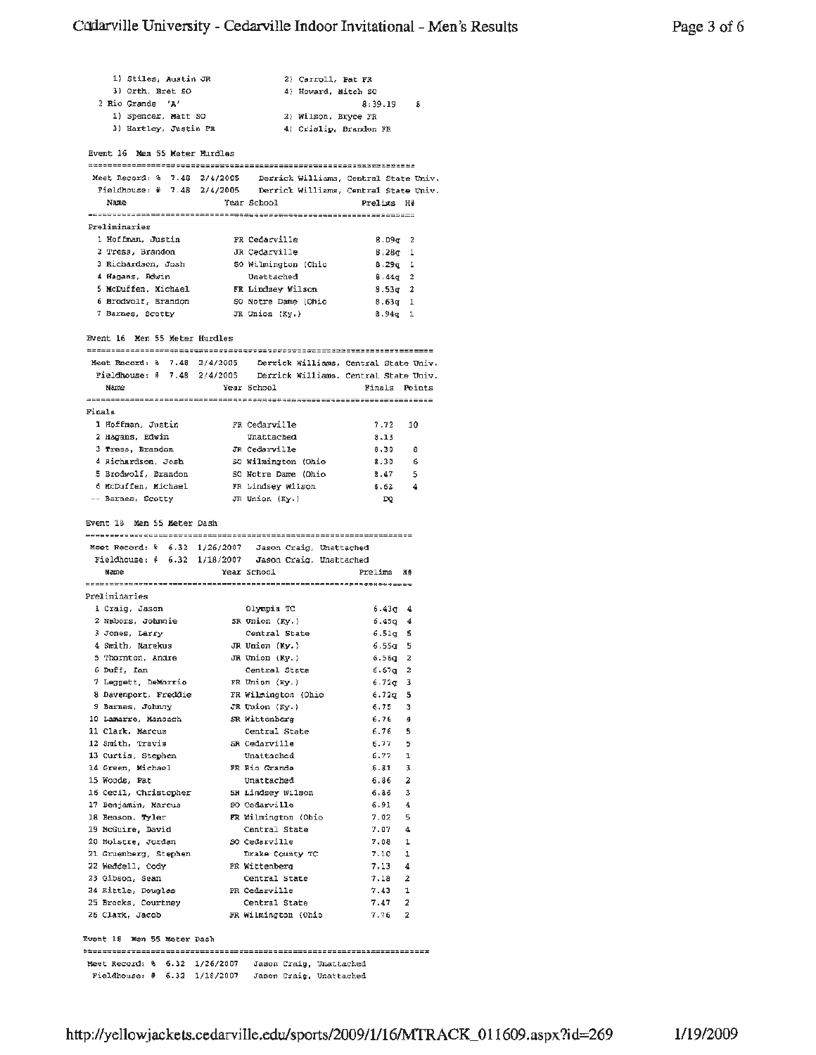1) Stiles, Austin JR — 2) Carroll, Pat FR
3) Orth, Bret SO — 4) Howard, Mitch SO

2 Rio Grande 'A' — 8:39.19 — 8

1) Spencer, Matt SO — 2) Wilson, Bryce FR
3) Hartley, Justin FR — 4) Crislip, Brandon FR

## Event 16 Men 55 Meter Hurdles

Meet Record: % 7.48 2/4/2005 Derrick Williams, Central State Univ.
Fieldhouse: # 7.48 2/4/2005 Derrick Williams, Central State Univ.

**Preliminaries**

| | Name | Year | School | Prelims | H# |
|---|---|---|---|---|---|
| 1 | Hoffman, Justin | FR | Cedarville | 8.09q | 2 |
| 2 | Tress, Brandon | JR | Cedarville | 8.28q | 1 |
| 3 | Richardson, Josh | SO | Wilmington (Ohio | 8.29q | 1 |
| 4 | Hagans, Edwin | | Unattached | 8.44q | 2 |
| 5 | McDuffen, Michael | FR | Lindsey Wilson | 8.53q | 2 |
| 6 | Brodwolf, Brandon | SO | Notre Dame (Ohio | 8.63q | 1 |
| 7 | Barnes, Scotty | JR | Union (Ky.) | 8.94q | 1 |

## Event 16 Men 55 Meter Hurdles

Meet Record: % 7.48 2/4/2005 Derrick Williams, Central State Univ.
Fieldhouse: # 7.48 2/4/2005 Derrick Williams, Central State Univ.

**Finals**

| | Name | Year | School | Finals | Points |
|---|---|---|---|---|---|
| 1 | Hoffman, Justin | FR | Cedarville | 7.72 | 10 |
| 2 | Hagans, Edwin | | Unattached | 8.13 | |
| 3 | Tress, Brandon | JR | Cedarville | 8.30 | 8 |
| 4 | Richardson, Josh | SO | Wilmington (Ohio | 8.30 | 6 |
| 5 | Brodwolf, Brandon | SO | Notre Dame (Ohio | 8.47 | 5 |
| 6 | McDuffen, Michael | FR | Lindsey Wilson | 8.62 | 4 |
| -- | Barnes, Scotty | JR | Union (Ky.) | DQ | |

## Event 18 Men 55 Meter Dash

Meet Record: % 6.32 1/26/2007 Jason Craig, Unattached
Fieldhouse: # 6.32 1/18/2007 Jason Craig, Unattached

**Preliminaries**

| | Name | Year | School | Prelims | H# |
|---|---|---|---|---|---|
| 1 | Craig, Jason | | Olympia TC | 6.43q | 4 |
| 2 | Nabors, Johnnie | SR | Union (Ky.) | 6.45q | 4 |
| 3 | Jones, Larry | | Central State | 6.51q | 5 |
| 4 | Smith, Marekus | JR | Union (Ky.) | 6.55q | 5 |
| 5 | Thornton, Andre | JR | Union (Ky.) | 6.56q | 2 |
| 6 | Duff, Ian | | Central State | 6.67q | 2 |
| 7 | Leggett, DeMorrio | FR | Union (Ky.) | 6.72q | 3 |
| 8 | Davenport, Freddie | FR | Wilmington (Ohio | 6.72q | 5 |
| 9 | Barnes, Johnny | JR | Union (Ky.) | 6.75 | 3 |
| 10 | Lamarre, Manoach | SR | Wittenberg | 6.76 | 4 |
| 11 | Clark, Marcus | | Central State | 6.76 | 5 |
| 12 | Smith, Travis | SR | Cedarville | 6.77 | 5 |
| 13 | Curtis, Stephen | | Unattached | 6.77 | 1 |
| 14 | Green, Michael | FR | Rio Grande | 6.81 | 3 |
| 15 | Woods, Pat | | Unattached | 6.86 | 2 |
| 16 | Cecil, Christopher | SR | Lindsey Wilson | 6.86 | 3 |
| 17 | Benjamin, Marcus | SO | Cedarville | 6.91 | 4 |
| 18 | Benson, Tyler | FR | Wilmington (Ohio | 7.02 | 5 |
| 19 | McGuire, David | | Central State | 7.07 | 4 |
| 20 | Molstre, Jordan | SO | Cedarville | 7.08 | 1 |
| 21 | Gruenberg, Stephen | | Drake County TC | 7.10 | 1 |
| 22 | Weddell, Cody | FR | Wittenberg | 7.13 | 4 |
| 23 | Gibson, Sean | | Central State | 7.18 | 2 |
| 24 | Kittle, Douglas | FR | Cedarville | 7.43 | 1 |
| 25 | Brooks, Courtney | | Central State | 7.47 | 2 |
| 26 | Clark, Jacob | FR | Wilmington (Ohio | 7.76 | 2 |

## Event 18 Men 55 Meter Dash

Meet Record: % 6.32 1/26/2007 Jason Craig, Unattached
Fieldhouse: # 6.32 1/18/2007 Jason Craig, Unattached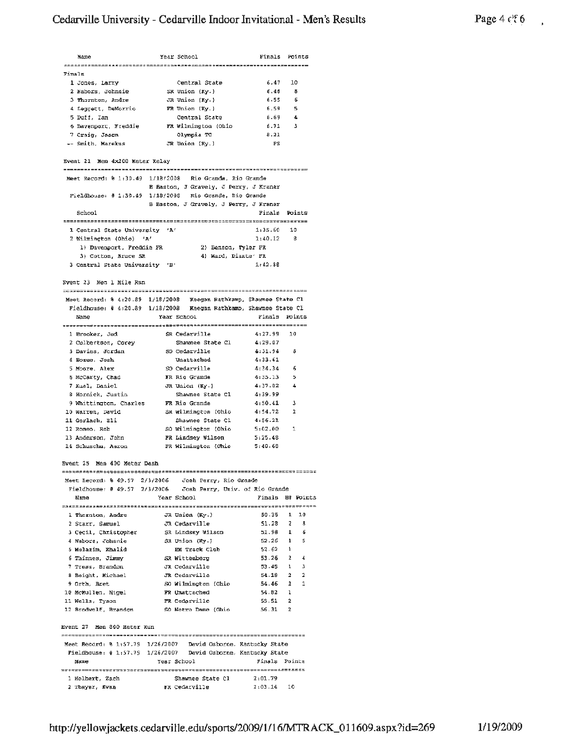| Name | Year | School | Finals | Points |
|---|---|---|---|---|
| **Finals** | | | | |
| 1 Jones, Larry | | Central State | 6.47 | 10 |
| 2 Nabors, Johnnie | SR | Union (Ky.) | 6.48 | 8 |
| 3 Thornton, Andre | JR | Union (Ky.) | 6.55 | 6 |
| 4 Leggett, DeMorrio | FR | Union (Ky.) | 6.59 | 5 |
| 5 Duff, Ian | | Central State | 6.69 | 4 |
| 6 Davenport, Freddie | FR | Wilmington (Ohio | 6.71 | 3 |
| 7 Craig, Jason | | Olympia TC | 8.21 | |
| -- Smith, Marekus | JR | Union (Ky.) | FS | |

## Event 21 Men 4x200 Meter Relay

Meet Record: % 1:30.49 1/18/2008 Rio Grande, Rio Grande
B Easton, J Gravely, J Perry, J Kraner

Fieldhouse: # 1:30.49 1/18/2008 Rio Grande, Rio Grande
B Easton, J Gravely, J Perry, J Kraner

| School | Finals | Points |
|---|---|---|
| 1 Central State University 'A' | 1:35.60 | 10 |
| 2 Wilmington (Ohio) 'A' | 1:40.12 | 8 |
| 1) Davenport, Freddie FR; 2) Benson, Tyler FR; 3) Cotton, Bruce SR; 4) Ward, Diante' FR | | |
| 3 Central State University 'B' | 1:42.38 | |

## Event 23 Men 1 Mile Run

Meet Record: % 4:20.89 1/18/2008 Keegan Rathkamp, Shawnee State Cl

Fieldhouse: # 4:20.89 1/18/2008 Keegan Rathkamp, Shawnee State Cl

| Name | Year | School | Finals | Points |
|---|---|---|---|---|
| 1 Brooker, Jud | SR | Cedarville | 4:27.99 | 10 |
| 2 Culbertson, Corey | | Shawnee State Cl | 4:29.07 | |
| 3 Davies, Jordan | SO | Cedarville | 4:31.94 | 8 |
| 4 Bozue, Josh | | Unattached | 4:33.61 | |
| 5 Moore, Alex | SO | Cedarville | 4:34.34 | 6 |
| 6 McCarty, Chad | FR | Rio Grande | 4:35.13 | 5 |
| 7 Kual, Daniel | JR | Union (Ky.) | 4:37.02 | 4 |
| 8 Hornick, Justin | | Shawnee State Cl | 4:39.99 | |
| 9 Whittington, Charles | FR | Rio Grande | 4:50.41 | 3 |
| 10 Warren, David | SR | Wilmington (Ohio | 4:54.72 | 2 |
| 11 Gerlach, Eli | | Shawnee State Cl | 4:56.21 | |
| 12 Romeo, Rob | SO | Wilmington (Ohio | 5:02.00 | 1 |
| 13 Anderson, John | FR | Lindsey Wilson | 5:25.48 | |
| 14 Schuscha, Aaron | FR | Wilmington (Ohio | 5:40.68 | |

## Event 25 Men 400 Meter Dash

Meet Record: % 49.57 2/3/2006 Josh Perry, Rio Grande

Fieldhouse: # 49.57 2/3/2006 Josh Perry, Univ. of Rio Grande

| Name | Year | School | Finals | H# | Points |
|---|---|---|---|---|---|
| 1 Thornton, Andre | JR | Union (Ky.) | 50.35 | 1 | 10 |
| 2 Starr, Samuel | JR | Cedarville | 51.28 | 2 | 8 |
| 3 Cecil, Christopher | SR | Lindsey Wilson | 51.98 | 1 | 6 |
| 4 Nabors, Johnnie | SR | Union (Ky.) | 52.26 | 1 | 5 |
| 5 Mulazim, Khalid | | EM Track Club | 52.62 | 1 | |
| 6 Thinnes, Jimmy | SR | Wittenberg | 53.26 | 2 | 4 |
| 7 Tress, Brandon | JR | Cedarville | 53.45 | 1 | 3 |
| 8 Beight, Michael | JR | Cedarville | 54.18 | 2 | 2 |
| 9 Orth, Bret | SO | Wilmington (Ohio | 54.46 | 2 | 1 |
| 10 McMullen, Nigel | FR | Unattached | 54.82 | 1 | |
| 11 Wells, Tyson | FR | Cedarville | 55.51 | 2 | |
| 12 Brodwolf, Brandon | SO | Notre Dame (Ohio | 56.31 | 2 | |

## Event 27 Men 800 Meter Run

Meet Record: % 1:57.79 1/26/2007 David Osborne, Kentucky State

Fieldhouse: # 1:57.79 1/26/2007 David Osborne, Kentucky State

| Name | Year | School | Finals | Points |
|---|---|---|---|---|
| 1 Holbert, Zach | | Shawnee State Cl | 2:01.79 | |
| 2 Thayer, Evan | FR | Cedarville | 2:03.14 | 10 |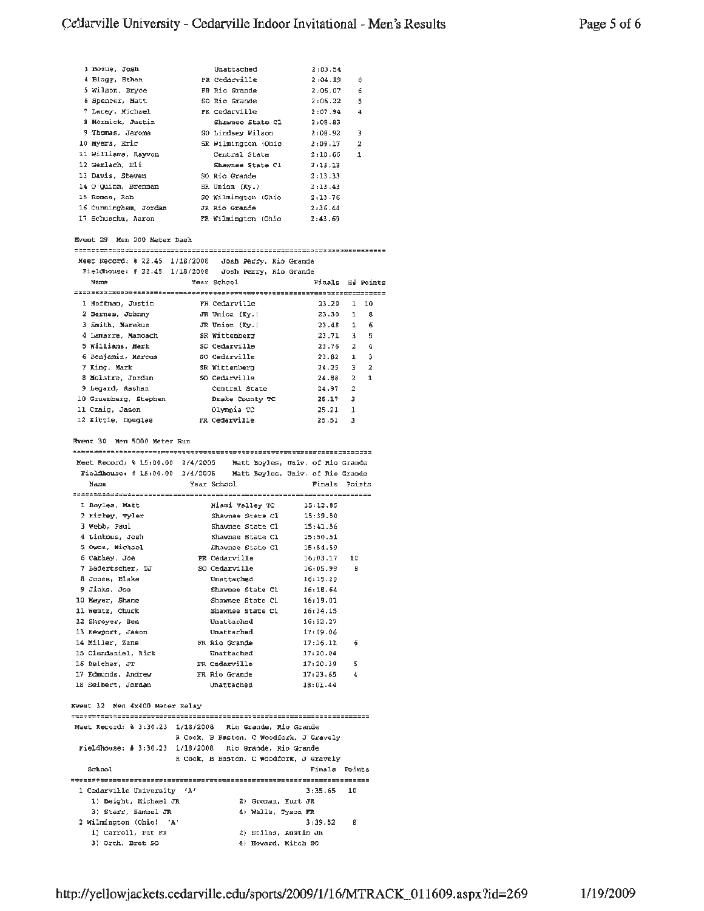| Place | Name | Year | School | Finals | Points |
|---|---|---|---|---|---|
| 3 | Bozue, Josh | | Unattached | 2:03.54 | |
| 4 | Blagg, Ethan | FR | Cedarville | 2:04.19 | 8 |
| 5 | Wilson, Bryce | FR | Rio Grande | 2:06.07 | 6 |
| 6 | Spencer, Matt | SO | Rio Grande | 2:06.22 | 5 |
| 7 | Lacey, Michael | FR | Cedarville | 2:07.94 | 4 |
| 8 | Hornick, Justin | | Shawnee State Cl | 2:08.83 | |
| 9 | Thomas, Jerome | SO | Lindsey Wilson | 2:08.92 | 3 |
| 10 | Myers, Eric | SR | Wilmington (Ohio | 2:09.17 | 2 |
| 11 | Williams, Rayvon | | Central State | 2:10.66 | 1 |
| 12 | Gerlach, Eli | | Shawnee State Cl | 2:13.19 | |
| 13 | Davis, Steven | SO | Rio Grande | 2:13.33 | |
| 14 | O'Quinn, Brennan | SR | Union (Ky.) | 2:13.43 | |
| 15 | Romeo, Rob | SO | Wilmington (Ohio | 2:13.76 | |
| 16 | Cunningham, Jordan | JR | Rio Grande | 2:36.44 | |
| 17 | Schuschu, Aaron | FR | Wilmington (Ohio | 2:43.69 | |

Event 29 Men 300 Meter Dash

Meet Record: % 22.45 1/18/2008 Josh Perry, Rio Grande
Fieldhouse: # 22.45 1/18/2008 Josh Perry, Rio Grande

| Place | Name | Year | School | Finals | H# | Points |
|---|---|---|---|---|---|---|
| 1 | Hoffman, Justin | FR | Cedarville | 23.20 | 1 | 10 |
| 2 | Barnes, Johnny | JR | Union (Ky.) | 23.30 | 1 | 8 |
| 3 | Smith, Marekus | JR | Union (Ky.) | 23.48 | 1 | 6 |
| 4 | Lamarre, Manoach | SR | Wittenberg | 23.71 | 3 | 5 |
| 5 | Williams, Mark | SO | Cedarville | 23.76 | 2 | 4 |
| 6 | Benjamin, Marcus | SO | Cedarville | 23.82 | 1 | 3 |
| 7 | King, Mark | SR | Wittenberg | 24.25 | 3 | 2 |
| 8 | Molstre, Jordan | SO | Cedarville | 24.88 | 2 | 1 |
| 9 | Legard, Rashan | | Central State | 24.97 | 2 | |
| 10 | Gruenberg, Stephen | | Drake County TC | 25.17 | 3 | |
| 11 | Craig, Jason | | Olympia TC | 25.21 | 1 | |
| 12 | Kittle, Douglas | FR | Cedarville | 25.51 | 3 | |

Event 30 Men 5000 Meter Run

Meet Record: % 15:06.00 2/4/2005 Matt Boyles, Univ. of Rio Grande
Fieldhouse: # 15:06.00 2/4/2005 Matt Boyles, Univ. of Rio Grande

| Place | Name | Year | School | Finals | Points |
|---|---|---|---|---|---|
| 1 | Boyles, Matt | | Miami Valley TC | 15:12.85 | |
| 2 | Hickey, Tyler | | Shawnee State Cl | 15:39.50 | |
| 3 | Webb, Paul | | Shawnee State Cl | 15:41.56 | |
| 4 | Linkous, Josh | | Shawnee State Cl | 15:50.51 | |
| 5 | Owen, Michael | | Shawnee State Cl | 15:54.59 | |
| 6 | Cathey, Joe | FR | Cedarville | 16:03.17 | 10 |
| 7 | Badertscher, TJ | SO | Cedarville | 16:05.99 | 8 |
| 8 | Jones, Blake | | Unattached | 16:15.29 | |
| 9 | Jinks, Joe | | Shawnee State Cl | 16:18.64 | |
| 10 | Mayer, Shane | | Shawnee State Cl | 16:19.01 | |
| 11 | Wentz, Chuck | | Shawnee State Cl | 16:34.15 | |
| 12 | Shroyer, Ben | | Unattached | 16:52.27 | |
| 13 | Newport, Jason | | Unattached | 17:09.06 | |
| 14 | Miller, Zane | FR | Rio Grande | 17:16.11 | 6 |
| 15 | Clendaniel, Rick | | Unattached | 17:20.04 | |
| 16 | Belcher, JT | FR | Cedarville | 17:20.39 | 5 |
| 17 | Edmunds, Andrew | FR | Rio Grande | 17:23.65 | 4 |
| 18 | Seibert, Jordan | | Unattached | 18:01.44 | |

Event 32 Men 4x400 Meter Relay

Meet Record: % 3:30.23 1/18/2008 Rio Grande, Rio Grande
R Cook, B Easton, C Woodfork, J Gravely
Fieldhouse: # 3:30.23 1/18/2008 Rio Grande, Rio Grande
R Cook, B Easton, C Woodfork, J Gravely

| Place | School | Finals | Points |
|---|---|---|---|
| 1 | Cedarville University 'A' | 3:35.65 | 10 |
| | 1) Beight, Michael JR; 2) Groman, Kurt JR; 3) Starr, Samuel JR; 4) Walls, Tyson FR | | |
| 2 | Wilmington (Ohio) 'A' | 3:39.52 | 8 |
| | 1) Carroll, Pat FR; 2) Stiles, Austin JR; 3) Orth, Bret SO; 4) Howard, Mitch SO | | |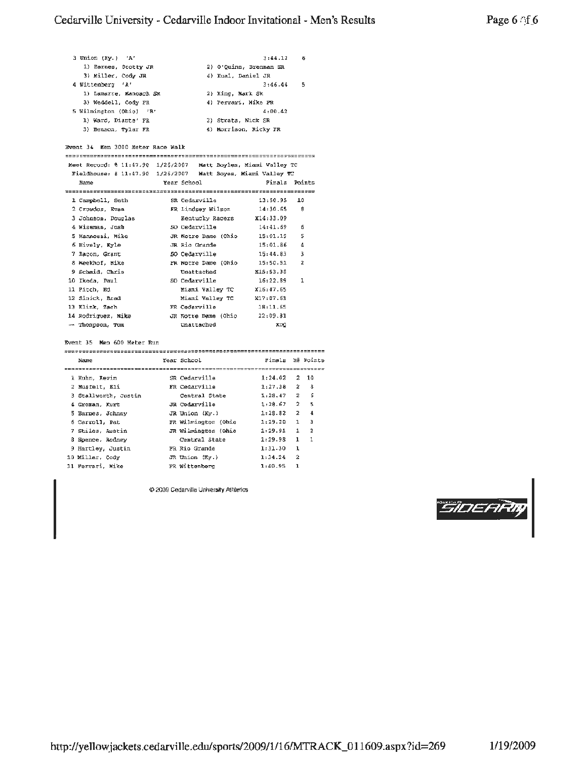| | | | |
|---|---|---|---|
| 3 Union (Ky.) 'A' | | 3:44.12 | 6 |
| 1) Barnes, Scotty JR | 2) O'Quinn, Brennan SR | | |
| 3) Miller, Cody JR | 4) Kual, Daniel JR | | |
| 4 Wittenberg 'A' | | 3:46.44 | 5 |
| 1) Lamarre, Kanosch SR | 2) King, Mark SR | | |
| 3) Weddell, Cody FR | 4) Ferrari, Mike FR | | |
| 5 Wilmington (Ohio) 'B' | | 4:00.42 | |
| 1) Ward, Diante' FR | 2) Strata, Nick SR | | |
| 3) Benson, Tyler FR | 4) Morrison, Ricky FR | | |

Event 34 Men 3000 Meter Race Walk

Meet Record: @ 11:47.90 1/26/2007 Matt Boyles, Miami Valley TC
Fieldhouse: # 11:47.90 1/26/2007 Matt Boyes, Miami Valley TC

| | Name | Year | School | Finals | Points |
|---|---|---|---|---|---|
| 1 | Campbell, Seth | SR | Cedarville | 13:50.95 | 10 |
| 2 | Crowdus, Evan | FR | Lindsey Wilson | 14:30.65 | 8 |
| 3 | Johnson, Douglas | | Kentucky Racers | X14:33.09 | |
| 4 | Wiseman, Josh | SO | Cedarville | 14:41.69 | 6 |
| 5 | Mannozzi, Mike | JR | Notre Dame (Ohio | 15:01.19 | 5 |
| 6 | Hively, Kyle | JR | Rio Grande | 15:01.86 | 4 |
| 7 | Bacon, Grant | SO | Cedarville | 15:44.83 | 3 |
| 8 | Meekhof, Mike | FR | Notre Dame (Ohio | 15:50.51 | 2 |
| 9 | Schmid, Chris | | Unattached | X15:53.38 | |
| 10 | Ikeda, Paul | SO | Cedarville | 16:22.89 | 1 |
| 11 | Fitch, Ed | | Miami Valley TC | X16:47.65 | |
| 12 | Sinick, Brad | | Miami Valley TC | X17:07.61 | |
| 13 | Klink, Zach | FR | Cedarville | 18:11.65 | |
| 14 | Rodriguez, Mike | JR | Notre Dame (Ohio | 22:09.81 | |
| -- | Thompson, Tom | | Unattached | XDQ | |

Event 35 Men 600 Meter Run

| | Name | Year | School | Finals | H# | Points |
|---|---|---|---|---|---|---|
| 1 | Kuhn, Kevin | SR | Cedarville | 1:24.02 | 2 | 10 |
| 2 | Musfelt, Eli | FR | Cedarville | 1:27.38 | 2 | 8 |
| 3 | Stallworth, Justin | | Central State | 1:28.47 | 2 | 6 |
| 4 | Groman, Kurt | JR | Cedarville | 1:28.67 | 2 | 5 |
| 5 | Barnes, Johnny | JR | Union (Ky.) | 1:28.82 | 2 | 4 |
| 6 | Carroll, Pat | FR | Wilmington (Ohio | 1:29.20 | 1 | 3 |
| 7 | Stiles, Austin | JR | Wilmington (Ohio | 1:29.91 | 1 | 2 |
| 8 | Spence, Rodney | | Central State | 1:29.98 | 1 | 1 |
| 9 | Hartley, Justin | FR | Rio Grande | 1:31.30 | 1 | |
| 10 | Miller, Cody | JR | Union (Ky.) | 1:34.24 | 2 | |
| 11 | Ferrari, Mike | FR | Wittenberg | 1:40.95 | 1 | |

© 2009 Cedarville University Athletics